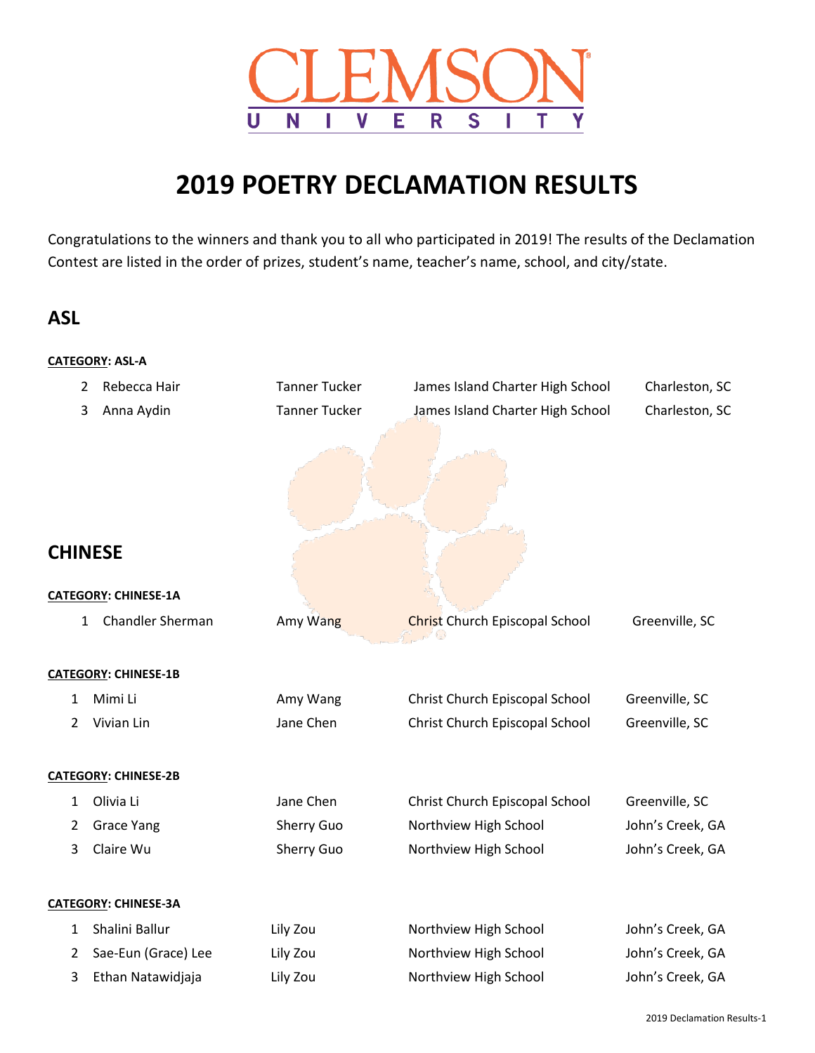# 2019 POETRY DECLAMATION RESULTS

Congratulations to the winners and thank you to all who participated in 2019! The results of the Declamation Contest are listed in the order of prizes, student's name, teacher's name, school, and city/state.

## ASL

**CATEGORY: ASL-A**

| Prize | Student | Teacher | School | City/State |
|---|---|---|---|---|
| 2 | Rebecca Hair | Tanner Tucker | James Island Charter High School | Charleston, SC |
| 3 | Anna Aydin | Tanner Tucker | James Island Charter High School | Charleston, SC |

## CHINESE

**CATEGORY: CHINESE-1A**

| Prize | Student | Teacher | School | City/State |
|---|---|---|---|---|
| 1 | Chandler Sherman | Amy Wang | Christ Church Episcopal School | Greenville, SC |

**CATEGORY: CHINESE-1B**

| Prize | Student | Teacher | School | City/State |
|---|---|---|---|---|
| 1 | Mimi Li | Amy Wang | Christ Church Episcopal School | Greenville, SC |
| 2 | Vivian Lin | Jane Chen | Christ Church Episcopal School | Greenville, SC |

**CATEGORY: CHINESE-2B**

| Prize | Student | Teacher | School | City/State |
|---|---|---|---|---|
| 1 | Olivia Li | Jane Chen | Christ Church Episcopal School | Greenville, SC |
| 2 | Grace Yang | Sherry Guo | Northview High School | John's Creek, GA |
| 3 | Claire Wu | Sherry Guo | Northview High School | John's Creek, GA |

**CATEGORY: CHINESE-3A**

| Prize | Student | Teacher | School | City/State |
|---|---|---|---|---|
| 1 | Shalini Ballur | Lily Zou | Northview High School | John's Creek, GA |
| 2 | Sae-Eun (Grace) Lee | Lily Zou | Northview High School | John's Creek, GA |
| 3 | Ethan Natawidjaja | Lily Zou | Northview High School | John's Creek, GA |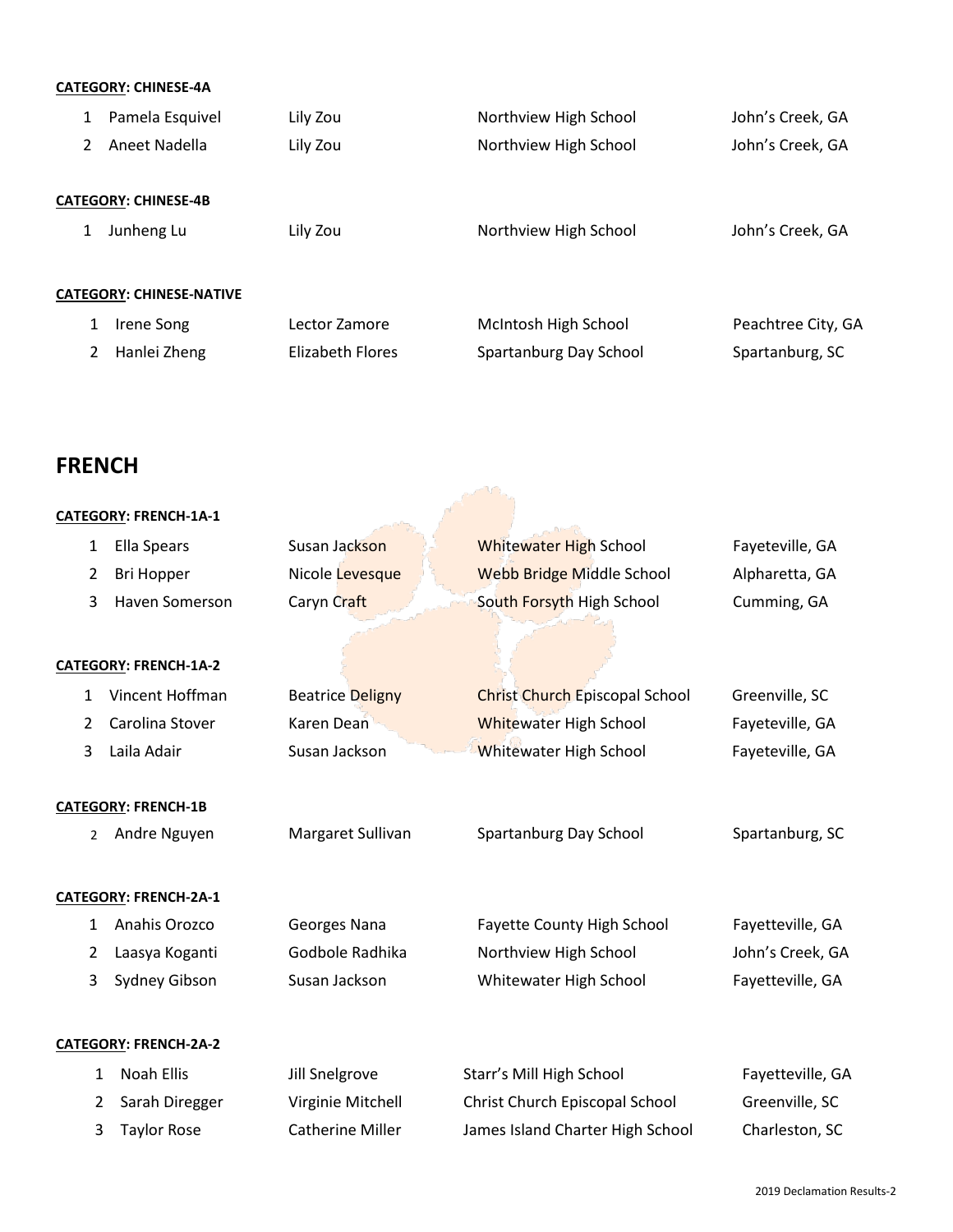**CATEGORY: CHINESE-4A**

| | | | | |
|---|---|---|---|---|
| 1 | Pamela Esquivel | Lily Zou | Northview High School | John's Creek, GA |
| 2 | Aneet Nadella | Lily Zou | Northview High School | John's Creek, GA |

**CATEGORY: CHINESE-4B**

| | | | | |
|---|---|---|---|---|
| 1 | Junheng Lu | Lily Zou | Northview High School | John's Creek, GA |

**CATEGORY: CHINESE-NATIVE**

| | | | | |
|---|---|---|---|---|
| 1 | Irene Song | Lector Zamore | McIntosh High School | Peachtree City, GA |
| 2 | Hanlei Zheng | Elizabeth Flores | Spartanburg Day School | Spartanburg, SC |

## FRENCH

**CATEGORY: FRENCH-1A-1**

| | | | | |
|---|---|---|---|---|
| 1 | Ella Spears | Susan Jackson | Whitewater High School | Fayeteville, GA |
| 2 | Bri Hopper | Nicole Levesque | Webb Bridge Middle School | Alpharetta, GA |
| 3 | Haven Somerson | Caryn Craft | South Forsyth High School | Cumming, GA |

**CATEGORY: FRENCH-1A-2**

| | | | | |
|---|---|---|---|---|
| 1 | Vincent Hoffman | Beatrice Deligny | Christ Church Episcopal School | Greenville, SC |
| 2 | Carolina Stover | Karen Dean | Whitewater High School | Fayeteville, GA |
| 3 | Laila Adair | Susan Jackson | Whitewater High School | Fayeteville, GA |

**CATEGORY: FRENCH-1B**

| | | | | |
|---|---|---|---|---|
| 2 | Andre Nguyen | Margaret Sullivan | Spartanburg Day School | Spartanburg, SC |

**CATEGORY: FRENCH-2A-1**

| | | | | |
|---|---|---|---|---|
| 1 | Anahis Orozco | Georges Nana | Fayette County High School | Fayetteville, GA |
| 2 | Laasya Koganti | Godbole Radhika | Northview High School | John's Creek, GA |
| 3 | Sydney Gibson | Susan Jackson | Whitewater High School | Fayetteville, GA |

**CATEGORY: FRENCH-2A-2**

| | | | | |
|---|---|---|---|---|
| 1 | Noah Ellis | Jill Snelgrove | Starr's Mill High School | Fayetteville, GA |
| 2 | Sarah Diregger | Virginie Mitchell | Christ Church Episcopal School | Greenville, SC |
| 3 | Taylor Rose | Catherine Miller | James Island Charter High School | Charleston, SC |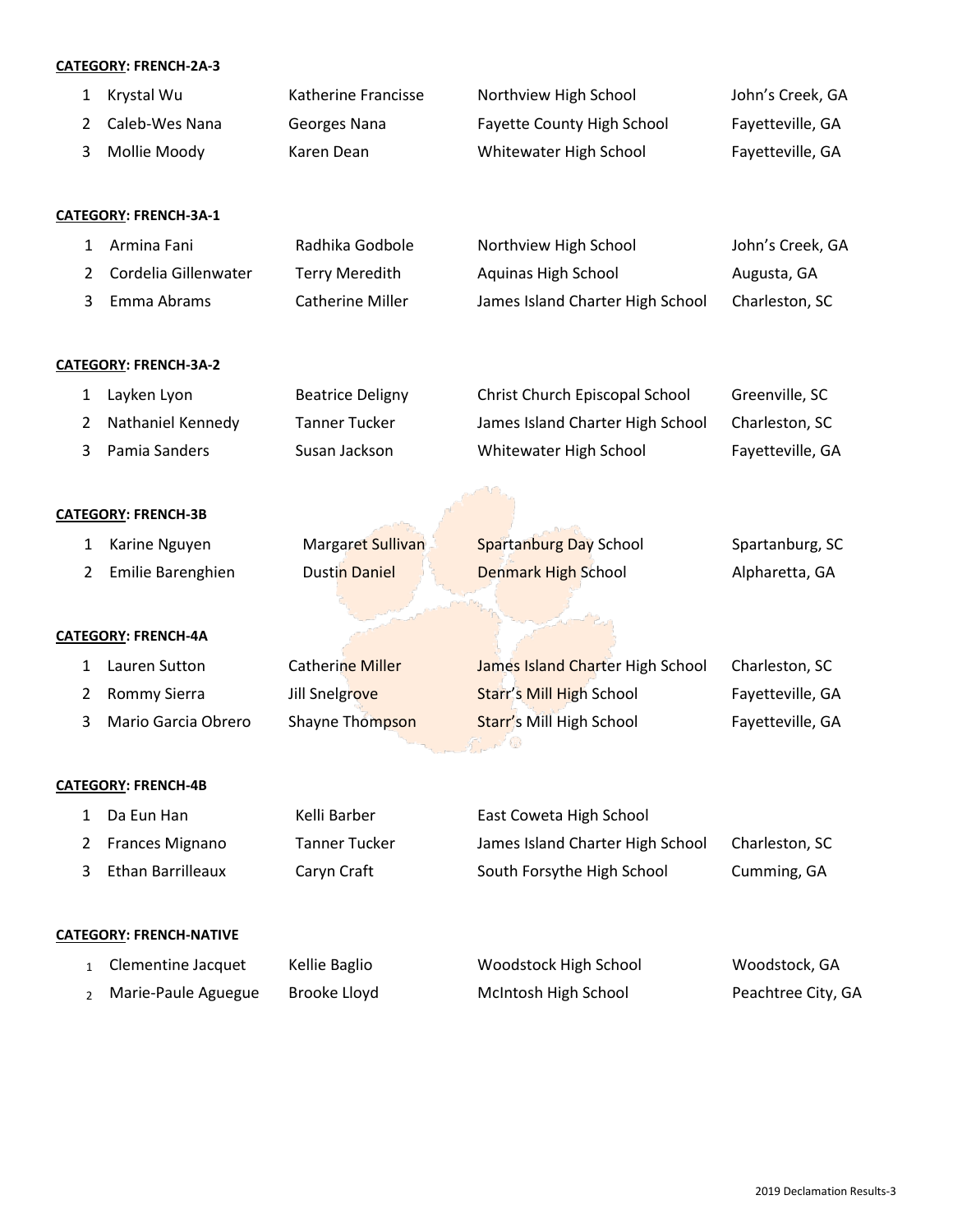**CATEGORY: FRENCH-2A-3**

| | | | | |
|---|---|---|---|---|
| 1 | Krystal Wu | Katherine Francisse | Northview High School | John's Creek, GA |
| 2 | Caleb-Wes Nana | Georges Nana | Fayette County High School | Fayetteville, GA |
| 3 | Mollie Moody | Karen Dean | Whitewater High School | Fayetteville, GA |

**CATEGORY: FRENCH-3A-1**

| | | | | |
|---|---|---|---|---|
| 1 | Armina Fani | Radhika Godbole | Northview High School | John's Creek, GA |
| 2 | Cordelia Gillenwater | Terry Meredith | Aquinas High School | Augusta, GA |
| 3 | Emma Abrams | Catherine Miller | James Island Charter High School | Charleston, SC |

**CATEGORY: FRENCH-3A-2**

| | | | | |
|---|---|---|---|---|
| 1 | Layken Lyon | Beatrice Deligny | Christ Church Episcopal School | Greenville, SC |
| 2 | Nathaniel Kennedy | Tanner Tucker | James Island Charter High School | Charleston, SC |
| 3 | Pamia Sanders | Susan Jackson | Whitewater High School | Fayetteville, GA |

**CATEGORY: FRENCH-3B**

| | | | | |
|---|---|---|---|---|
| 1 | Karine Nguyen | Margaret Sullivan | Spartanburg Day School | Spartanburg, SC |
| 2 | Emilie Barenghien | Dustin Daniel | Denmark High School | Alpharetta, GA |

**CATEGORY: FRENCH-4A**

| | | | | |
|---|---|---|---|---|
| 1 | Lauren Sutton | Catherine Miller | James Island Charter High School | Charleston, SC |
| 2 | Rommy Sierra | Jill Snelgrove | Starr's Mill High School | Fayetteville, GA |
| 3 | Mario Garcia Obrero | Shayne Thompson | Starr's Mill High School | Fayetteville, GA |

**CATEGORY: FRENCH-4B**

| | | | | |
|---|---|---|---|---|
| 1 | Da Eun Han | Kelli Barber | East Coweta High School | |
| 2 | Frances Mignano | Tanner Tucker | James Island Charter High School | Charleston, SC |
| 3 | Ethan Barrilleaux | Caryn Craft | South Forsythe High School | Cumming, GA |

**CATEGORY: FRENCH-NATIVE**

| | | | | |
|---|---|---|---|---|
| 1 | Clementine Jacquet | Kellie Baglio | Woodstock High School | Woodstock, GA |
| 2 | Marie-Paule Aguegue | Brooke Lloyd | McIntosh High School | Peachtree City, GA |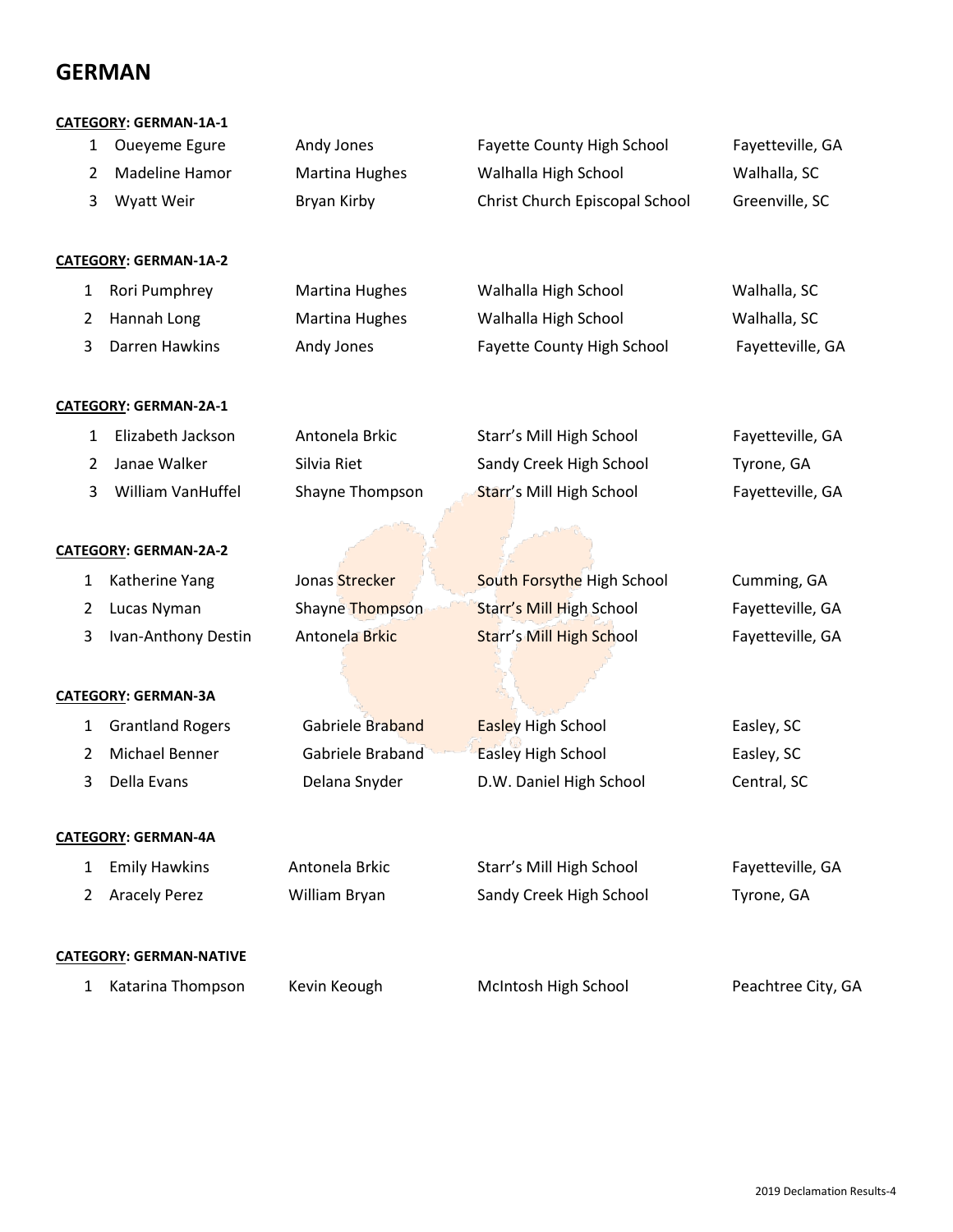# GERMAN

**CATEGORY: GERMAN-1A-1**

| | | | | |
|---|---|---|---|---|
| 1 | Oueyeme Egure | Andy Jones | Fayette County High School | Fayetteville, GA |
| 2 | Madeline Hamor | Martina Hughes | Walhalla High School | Walhalla, SC |
| 3 | Wyatt Weir | Bryan Kirby | Christ Church Episcopal School | Greenville, SC |

**CATEGORY: GERMAN-1A-2**

| | | | | |
|---|---|---|---|---|
| 1 | Rori Pumphrey | Martina Hughes | Walhalla High School | Walhalla, SC |
| 2 | Hannah Long | Martina Hughes | Walhalla High School | Walhalla, SC |
| 3 | Darren Hawkins | Andy Jones | Fayette County High School | Fayetteville, GA |

**CATEGORY: GERMAN-2A-1**

| | | | | |
|---|---|---|---|---|
| 1 | Elizabeth Jackson | Antonela Brkic | Starr's Mill High School | Fayetteville, GA |
| 2 | Janae Walker | Silvia Riet | Sandy Creek High School | Tyrone, GA |
| 3 | William VanHuffel | Shayne Thompson | Starr's Mill High School | Fayetteville, GA |

**CATEGORY: GERMAN-2A-2**

| | | | | |
|---|---|---|---|---|
| 1 | Katherine Yang | Jonas Strecker | South Forsythe High School | Cumming, GA |
| 2 | Lucas Nyman | Shayne Thompson | Starr's Mill High School | Fayetteville, GA |
| 3 | Ivan-Anthony Destin | Antonela Brkic | Starr's Mill High School | Fayetteville, GA |

**CATEGORY: GERMAN-3A**

| | | | | |
|---|---|---|---|---|
| 1 | Grantland Rogers | Gabriele Braband | Easley High School | Easley, SC |
| 2 | Michael Benner | Gabriele Braband | Easley High School | Easley, SC |
| 3 | Della Evans | Delana Snyder | D.W. Daniel High School | Central, SC |

**CATEGORY: GERMAN-4A**

| | | | | |
|---|---|---|---|---|
| 1 | Emily Hawkins | Antonela Brkic | Starr's Mill High School | Fayetteville, GA |
| 2 | Aracely Perez | William Bryan | Sandy Creek High School | Tyrone, GA |

**CATEGORY: GERMAN-NATIVE**

| | | | | |
|---|---|---|---|---|
| 1 | Katarina Thompson | Kevin Keough | McIntosh High School | Peachtree City, GA |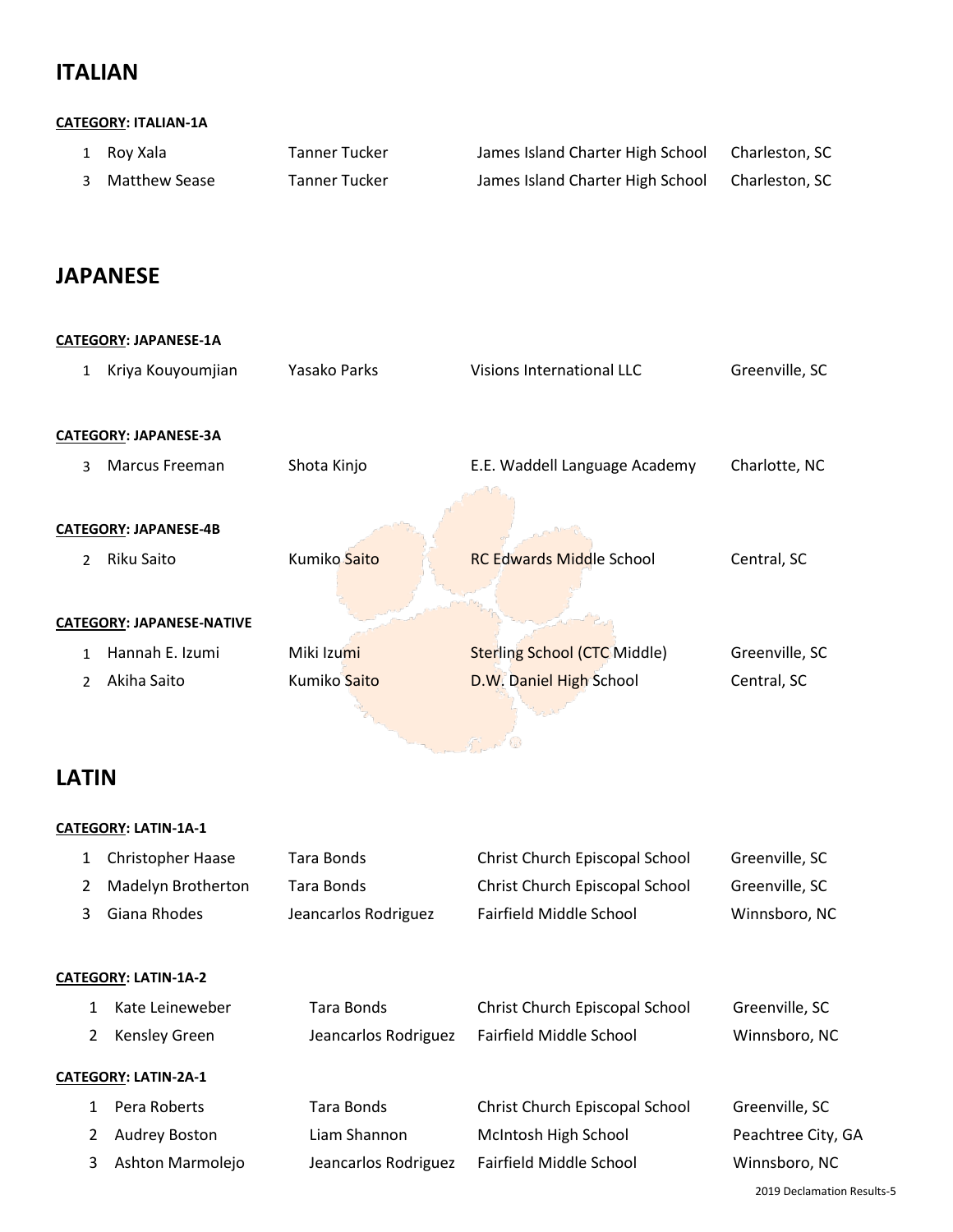## ITALIAN

**CATEGORY: ITALIAN-1A**

| | | | | |
|---|---|---|---|---|
| 1 | Roy Xala | Tanner Tucker | James Island Charter High School | Charleston, SC |
| 3 | Matthew Sease | Tanner Tucker | James Island Charter High School | Charleston, SC |

## JAPANESE

**CATEGORY: JAPANESE-1A**

| | | | | |
|---|---|---|---|---|
| 1 | Kriya Kouyoumjian | Yasako Parks | Visions International LLC | Greenville, SC |

**CATEGORY: JAPANESE-3A**

| | | | | |
|---|---|---|---|---|
| 3 | Marcus Freeman | Shota Kinjo | E.E. Waddell Language Academy | Charlotte, NC |

**CATEGORY: JAPANESE-4B**

| | | | | |
|---|---|---|---|---|
| 2 | Riku Saito | Kumiko Saito | RC Edwards Middle School | Central, SC |

**CATEGORY: JAPANESE-NATIVE**

| | | | | |
|---|---|---|---|---|
| 1 | Hannah E. Izumi | Miki Izumi | Sterling School (CTC Middle) | Greenville, SC |
| 2 | Akiha Saito | Kumiko Saito | D.W. Daniel High School | Central, SC |

## LATIN

**CATEGORY: LATIN-1A-1**

| | | | | |
|---|---|---|---|---|
| 1 | Christopher Haase | Tara Bonds | Christ Church Episcopal School | Greenville, SC |
| 2 | Madelyn Brotherton | Tara Bonds | Christ Church Episcopal School | Greenville, SC |
| 3 | Giana Rhodes | Jeancarlos Rodriguez | Fairfield Middle School | Winnsboro, NC |

**CATEGORY: LATIN-1A-2**

| | | | | |
|---|---|---|---|---|
| 1 | Kate Leineweber | Tara Bonds | Christ Church Episcopal School | Greenville, SC |
| 2 | Kensley Green | Jeancarlos Rodriguez | Fairfield Middle School | Winnsboro, NC |

**CATEGORY: LATIN-2A-1**

| | | | | |
|---|---|---|---|---|
| 1 | Pera Roberts | Tara Bonds | Christ Church Episcopal School | Greenville, SC |
| 2 | Audrey Boston | Liam Shannon | McIntosh High School | Peachtree City, GA |
| 3 | Ashton Marmolejo | Jeancarlos Rodriguez | Fairfield Middle School | Winnsboro, NC |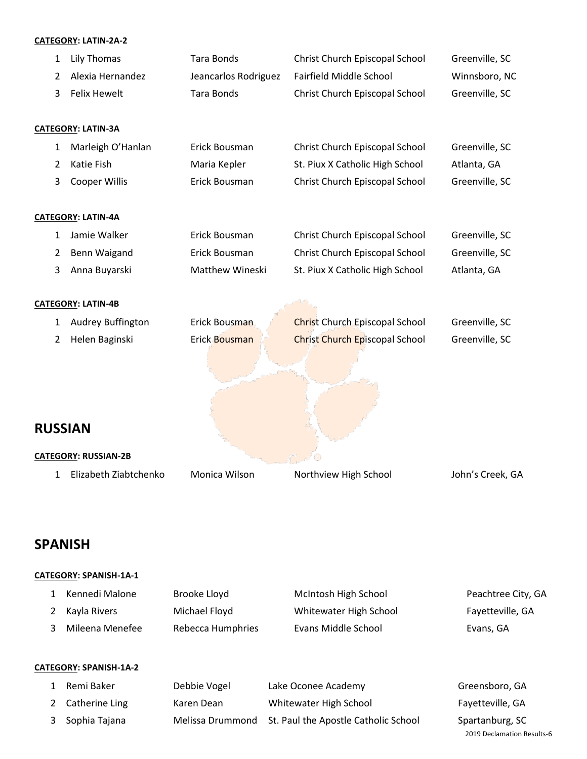**CATEGORY: LATIN-2A-2**

| | | | | |
|---|---|---|---|---|
| 1 | Lily Thomas | Tara Bonds | Christ Church Episcopal School | Greenville, SC |
| 2 | Alexia Hernandez | Jeancarlos Rodriguez | Fairfield Middle School | Winnsboro, NC |
| 3 | Felix Hewelt | Tara Bonds | Christ Church Episcopal School | Greenville, SC |

**CATEGORY: LATIN-3A**

| | | | | |
|---|---|---|---|---|
| 1 | Marleigh O'Hanlan | Erick Bousman | Christ Church Episcopal School | Greenville, SC |
| 2 | Katie Fish | Maria Kepler | St. Piux X Catholic High School | Atlanta, GA |
| 3 | Cooper Willis | Erick Bousman | Christ Church Episcopal School | Greenville, SC |

**CATEGORY: LATIN-4A**

| | | | | |
|---|---|---|---|---|
| 1 | Jamie Walker | Erick Bousman | Christ Church Episcopal School | Greenville, SC |
| 2 | Benn Waigand | Erick Bousman | Christ Church Episcopal School | Greenville, SC |
| 3 | Anna Buyarski | Matthew Wineski | St. Piux X Catholic High School | Atlanta, GA |

**CATEGORY: LATIN-4B**

| | | | | |
|---|---|---|---|---|
| 1 | Audrey Buffington | Erick Bousman | Christ Church Episcopal School | Greenville, SC |
| 2 | Helen Baginski | Erick Bousman | Christ Church Episcopal School | Greenville, SC |

## RUSSIAN

**CATEGORY: RUSSIAN-2B**

| | | | | |
|---|---|---|---|---|
| 1 | Elizabeth Ziabtchenko | Monica Wilson | Northview High School | John's Creek, GA |

## SPANISH

**CATEGORY: SPANISH-1A-1**

| | | | | |
|---|---|---|---|---|
| 1 | Kennedi Malone | Brooke Lloyd | McIntosh High School | Peachtree City, GA |
| 2 | Kayla Rivers | Michael Floyd | Whitewater High School | Fayetteville, GA |
| 3 | Mileena Menefee | Rebecca Humphries | Evans Middle School | Evans, GA |

**CATEGORY: SPANISH-1A-2**

| | | | | |
|---|---|---|---|---|
| 1 | Remi Baker | Debbie Vogel | Lake Oconee Academy | Greensboro, GA |
| 2 | Catherine Ling | Karen Dean | Whitewater High School | Fayetteville, GA |
| 3 | Sophia Tajana | Melissa Drummond | St. Paul the Apostle Catholic School | Spartanburg, SC |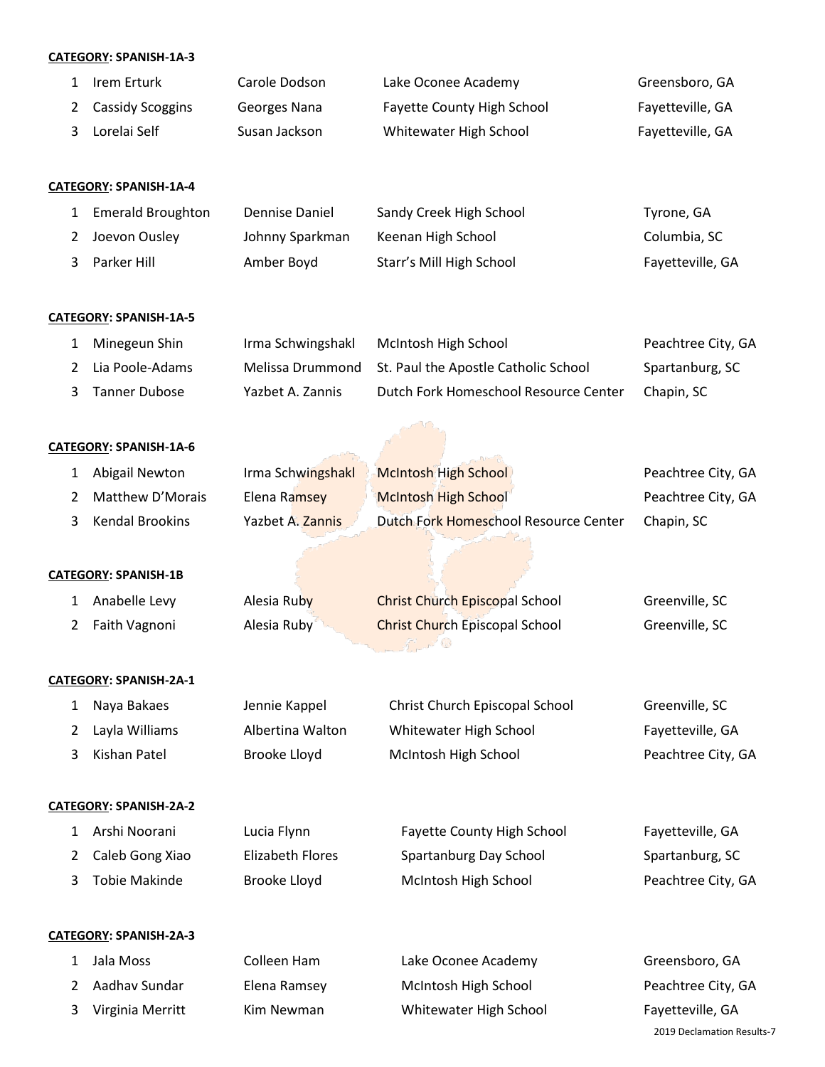**CATEGORY**: **SPANISH-1A-3**

| | | | | |
|---|---|---|---|---|
| 1 | Irem Erturk | Carole Dodson | Lake Oconee Academy | Greensboro, GA |
| 2 | Cassidy Scoggins | Georges Nana | Fayette County High School | Fayetteville, GA |
| 3 | Lorelai Self | Susan Jackson | Whitewater High School | Fayetteville, GA |

**CATEGORY**: **SPANISH-1A-4**

| | | | | |
|---|---|---|---|---|
| 1 | Emerald Broughton | Dennise Daniel | Sandy Creek High School | Tyrone, GA |
| 2 | Joevon Ousley | Johnny Sparkman | Keenan High School | Columbia, SC |
| 3 | Parker Hill | Amber Boyd | Starr's Mill High School | Fayetteville, GA |

**CATEGORY**: **SPANISH-1A-5**

| | | | | |
|---|---|---|---|---|
| 1 | Minegeun Shin | Irma Schwingshakl | McIntosh High School | Peachtree City, GA |
| 2 | Lia Poole-Adams | Melissa Drummond | St. Paul the Apostle Catholic School | Spartanburg, SC |
| 3 | Tanner Dubose | Yazbet A. Zannis | Dutch Fork Homeschool Resource Center | Chapin, SC |

**CATEGORY**: **SPANISH-1A-6**

| | | | | |
|---|---|---|---|---|
| 1 | Abigail Newton | Irma Schwingshakl | McIntosh High School | Peachtree City, GA |
| 2 | Matthew D'Morais | Elena Ramsey | McIntosh High School | Peachtree City, GA |
| 3 | Kendal Brookins | Yazbet A. Zannis | Dutch Fork Homeschool Resource Center | Chapin, SC |

**CATEGORY**: **SPANISH-1B**

| | | | | |
|---|---|---|---|---|
| 1 | Anabelle Levy | Alesia Ruby | Christ Church Episcopal School | Greenville, SC |
| 2 | Faith Vagnoni | Alesia Ruby | Christ Church Episcopal School | Greenville, SC |

**CATEGORY**: **SPANISH-2A-1**

| | | | | |
|---|---|---|---|---|
| 1 | Naya Bakaes | Jennie Kappel | Christ Church Episcopal School | Greenville, SC |
| 2 | Layla Williams | Albertina Walton | Whitewater High School | Fayetteville, GA |
| 3 | Kishan Patel | Brooke Lloyd | McIntosh High School | Peachtree City, GA |

**CATEGORY**: **SPANISH-2A-2**

| | | | | |
|---|---|---|---|---|
| 1 | Arshi Noorani | Lucia Flynn | Fayette County High School | Fayetteville, GA |
| 2 | Caleb Gong Xiao | Elizabeth Flores | Spartanburg Day School | Spartanburg, SC |
| 3 | Tobie Makinde | Brooke Lloyd | McIntosh High School | Peachtree City, GA |

**CATEGORY**: **SPANISH-2A-3**

| | | | | |
|---|---|---|---|---|
| 1 | Jala Moss | Colleen Ham | Lake Oconee Academy | Greensboro, GA |
| 2 | Aadhav Sundar | Elena Ramsey | McIntosh High School | Peachtree City, GA |
| 3 | Virginia Merritt | Kim Newman | Whitewater High School | Fayetteville, GA |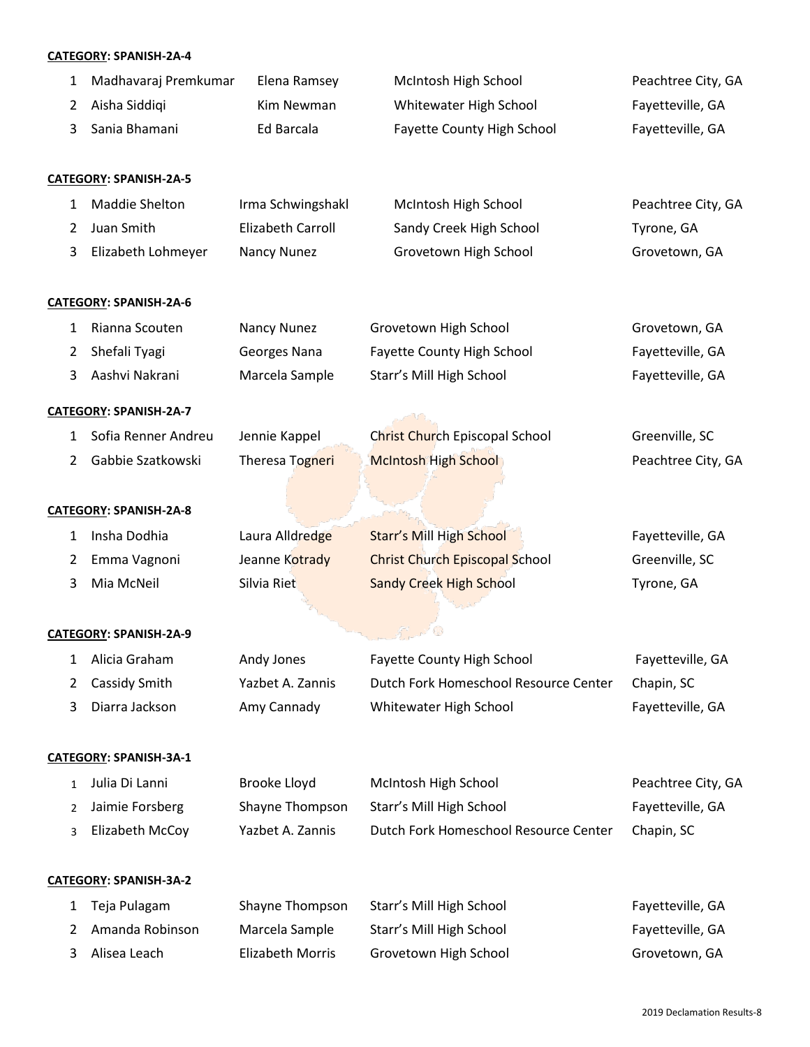**CATEGORY: SPANISH-2A-4**

| | | | | |
|---|---|---|---|---|
| 1 | Madhavaraj Premkumar | Elena Ramsey | McIntosh High School | Peachtree City, GA |
| 2 | Aisha Siddiqi | Kim Newman | Whitewater High School | Fayetteville, GA |
| 3 | Sania Bhamani | Ed Barcala | Fayette County High School | Fayetteville, GA |

**CATEGORY: SPANISH-2A-5**

| | | | | |
|---|---|---|---|---|
| 1 | Maddie Shelton | Irma Schwingshakl | McIntosh High School | Peachtree City, GA |
| 2 | Juan Smith | Elizabeth Carroll | Sandy Creek High School | Tyrone, GA |
| 3 | Elizabeth Lohmeyer | Nancy Nunez | Grovetown High School | Grovetown, GA |

**CATEGORY: SPANISH-2A-6**

| | | | | |
|---|---|---|---|---|
| 1 | Rianna Scouten | Nancy Nunez | Grovetown High School | Grovetown, GA |
| 2 | Shefali Tyagi | Georges Nana | Fayette County High School | Fayetteville, GA |
| 3 | Aashvi Nakrani | Marcela Sample | Starr's Mill High School | Fayetteville, GA |

**CATEGORY: SPANISH-2A-7**

| | | | | |
|---|---|---|---|---|
| 1 | Sofia Renner Andreu | Jennie Kappel | Christ Church Episcopal School | Greenville, SC |
| 2 | Gabbie Szatkowski | Theresa Togneri | McIntosh High School | Peachtree City, GA |

**CATEGORY: SPANISH-2A-8**

| | | | | |
|---|---|---|---|---|
| 1 | Insha Dodhia | Laura Alldredge | Starr's Mill High School | Fayetteville, GA |
| 2 | Emma Vagnoni | Jeanne Kotrady | Christ Church Episcopal School | Greenville, SC |
| 3 | Mia McNeil | Silvia Riet | Sandy Creek High School | Tyrone, GA |

**CATEGORY: SPANISH-2A-9**

| | | | | |
|---|---|---|---|---|
| 1 | Alicia Graham | Andy Jones | Fayette County High School | Fayetteville, GA |
| 2 | Cassidy Smith | Yazbet A. Zannis | Dutch Fork Homeschool Resource Center | Chapin, SC |
| 3 | Diarra Jackson | Amy Cannady | Whitewater High School | Fayetteville, GA |

**CATEGORY: SPANISH-3A-1**

| | | | | |
|---|---|---|---|---|
| 1 | Julia Di Lanni | Brooke Lloyd | McIntosh High School | Peachtree City, GA |
| 2 | Jaimie Forsberg | Shayne Thompson | Starr's Mill High School | Fayetteville, GA |
| 3 | Elizabeth McCoy | Yazbet A. Zannis | Dutch Fork Homeschool Resource Center | Chapin, SC |

**CATEGORY: SPANISH-3A-2**

| | | | | |
|---|---|---|---|---|
| 1 | Teja Pulagam | Shayne Thompson | Starr's Mill High School | Fayetteville, GA |
| 2 | Amanda Robinson | Marcela Sample | Starr's Mill High School | Fayetteville, GA |
| 3 | Alisea Leach | Elizabeth Morris | Grovetown High School | Grovetown, GA |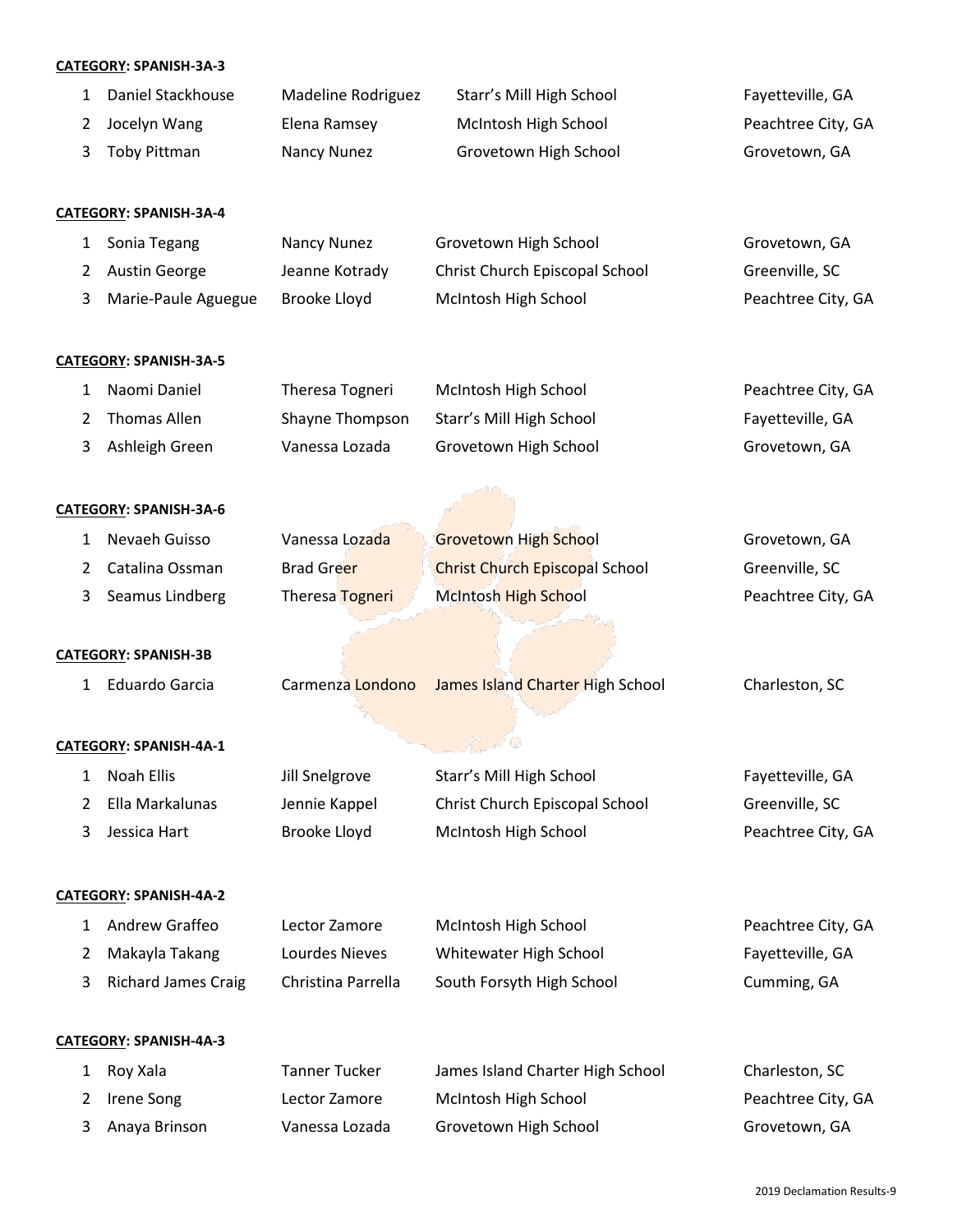**CATEGORY: SPANISH-3A-3**

| | | | | |
|---|---|---|---|---|
| 1 | Daniel Stackhouse | Madeline Rodriguez | Starr's Mill High School | Fayetteville, GA |
| 2 | Jocelyn Wang | Elena Ramsey | McIntosh High School | Peachtree City, GA |
| 3 | Toby Pittman | Nancy Nunez | Grovetown High School | Grovetown, GA |

**CATEGORY: SPANISH-3A-4**

| | | | | |
|---|---|---|---|---|
| 1 | Sonia Tegang | Nancy Nunez | Grovetown High School | Grovetown, GA |
| 2 | Austin George | Jeanne Kotrady | Christ Church Episcopal School | Greenville, SC |
| 3 | Marie-Paule Aguegue | Brooke Lloyd | McIntosh High School | Peachtree City, GA |

**CATEGORY: SPANISH-3A-5**

| | | | | |
|---|---|---|---|---|
| 1 | Naomi Daniel | Theresa Togneri | McIntosh High School | Peachtree City, GA |
| 2 | Thomas Allen | Shayne Thompson | Starr's Mill High School | Fayetteville, GA |
| 3 | Ashleigh Green | Vanessa Lozada | Grovetown High School | Grovetown, GA |

**CATEGORY: SPANISH-3A-6**

| | | | | |
|---|---|---|---|---|
| 1 | Nevaeh Guisso | Vanessa Lozada | Grovetown High School | Grovetown, GA |
| 2 | Catalina Ossman | Brad Greer | Christ Church Episcopal School | Greenville, SC |
| 3 | Seamus Lindberg | Theresa Togneri | McIntosh High School | Peachtree City, GA |

**CATEGORY: SPANISH-3B**

| | | | | |
|---|---|---|---|---|
| 1 | Eduardo Garcia | Carmenza Londono | James Island Charter High School | Charleston, SC |

**CATEGORY: SPANISH-4A-1**

| | | | | |
|---|---|---|---|---|
| 1 | Noah Ellis | Jill Snelgrove | Starr's Mill High School | Fayetteville, GA |
| 2 | Ella Markalunas | Jennie Kappel | Christ Church Episcopal School | Greenville, SC |
| 3 | Jessica Hart | Brooke Lloyd | McIntosh High School | Peachtree City, GA |

**CATEGORY: SPANISH-4A-2**

| | | | | |
|---|---|---|---|---|
| 1 | Andrew Graffeo | Lector Zamore | McIntosh High School | Peachtree City, GA |
| 2 | Makayla Takang | Lourdes Nieves | Whitewater High School | Fayetteville, GA |
| 3 | Richard James Craig | Christina Parrella | South Forsyth High School | Cumming, GA |

**CATEGORY: SPANISH-4A-3**

| | | | | |
|---|---|---|---|---|
| 1 | Roy Xala | Tanner Tucker | James Island Charter High School | Charleston, SC |
| 2 | Irene Song | Lector Zamore | McIntosh High School | Peachtree City, GA |
| 3 | Anaya Brinson | Vanessa Lozada | Grovetown High School | Grovetown, GA |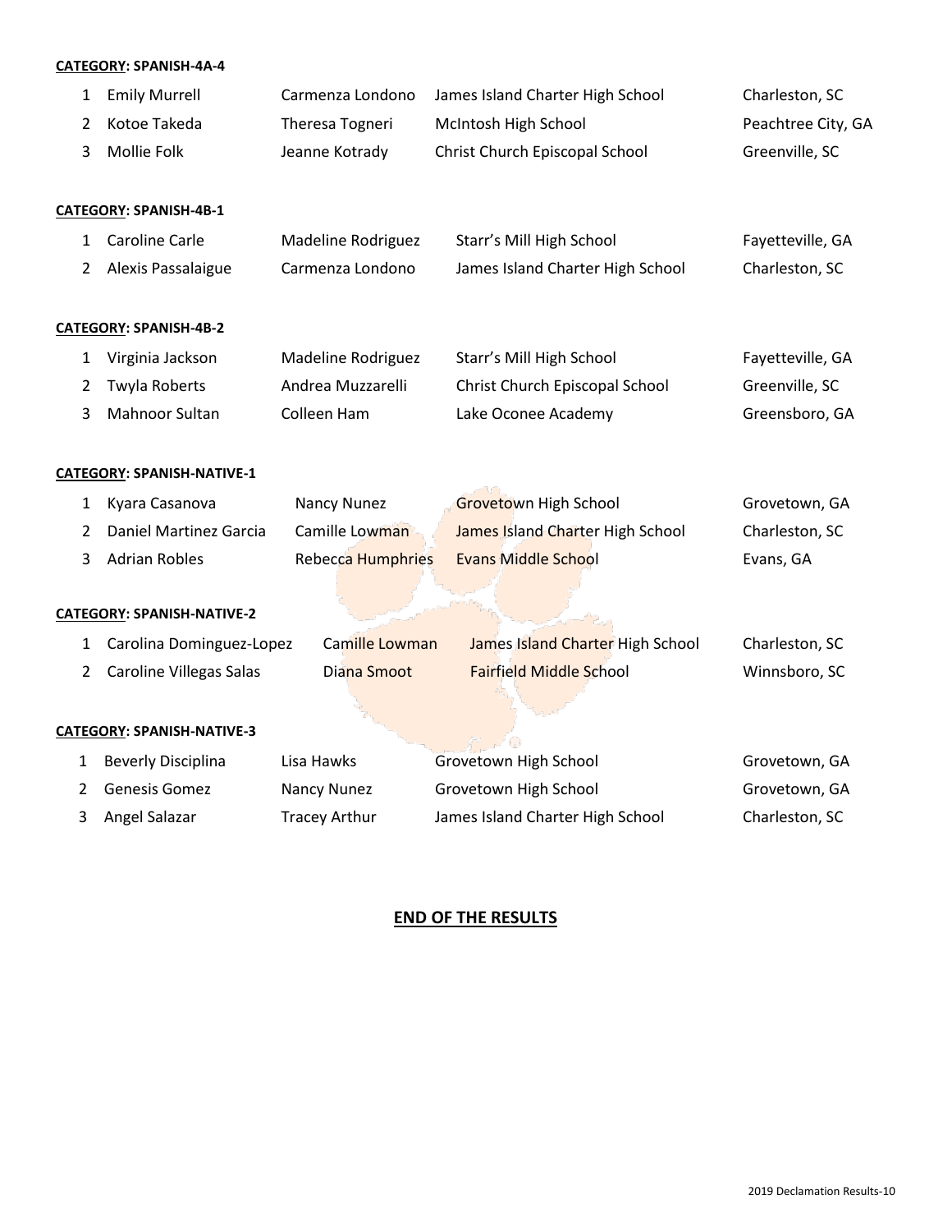**CATEGORY: SPANISH-4A-4**

| | | | | |
|---|---|---|---|---|
| 1 | Emily Murrell | Carmenza Londono | James Island Charter High School | Charleston, SC |
| 2 | Kotoe Takeda | Theresa Togneri | McIntosh High School | Peachtree City, GA |
| 3 | Mollie Folk | Jeanne Kotrady | Christ Church Episcopal School | Greenville, SC |

**CATEGORY: SPANISH-4B-1**

| | | | | |
|---|---|---|---|---|
| 1 | Caroline Carle | Madeline Rodriguez | Starr's Mill High School | Fayetteville, GA |
| 2 | Alexis Passalaigue | Carmenza Londono | James Island Charter High School | Charleston, SC |

**CATEGORY: SPANISH-4B-2**

| | | | | |
|---|---|---|---|---|
| 1 | Virginia Jackson | Madeline Rodriguez | Starr's Mill High School | Fayetteville, GA |
| 2 | Twyla Roberts | Andrea Muzzarelli | Christ Church Episcopal School | Greenville, SC |
| 3 | Mahnoor Sultan | Colleen Ham | Lake Oconee Academy | Greensboro, GA |

**CATEGORY: SPANISH-NATIVE-1**

| | | | | |
|---|---|---|---|---|
| 1 | Kyara Casanova | Nancy Nunez | Grovetown High School | Grovetown, GA |
| 2 | Daniel Martinez Garcia | Camille Lowman | James Island Charter High School | Charleston, SC |
| 3 | Adrian Robles | Rebecca Humphries | Evans Middle School | Evans, GA |

**CATEGORY: SPANISH-NATIVE-2**

| | | | | |
|---|---|---|---|---|
| 1 | Carolina Dominguez-Lopez | Camille Lowman | James Island Charter High School | Charleston, SC |
| 2 | Caroline Villegas Salas | Diana Smoot | Fairfield Middle School | Winnsboro, SC |

**CATEGORY: SPANISH-NATIVE-3**

| | | | | |
|---|---|---|---|---|
| 1 | Beverly Disciplina | Lisa Hawks | Grovetown High School | Grovetown, GA |
| 2 | Genesis Gomez | Nancy Nunez | Grovetown High School | Grovetown, GA |
| 3 | Angel Salazar | Tracey Arthur | James Island Charter High School | Charleston, SC |

**END OF THE RESULTS**